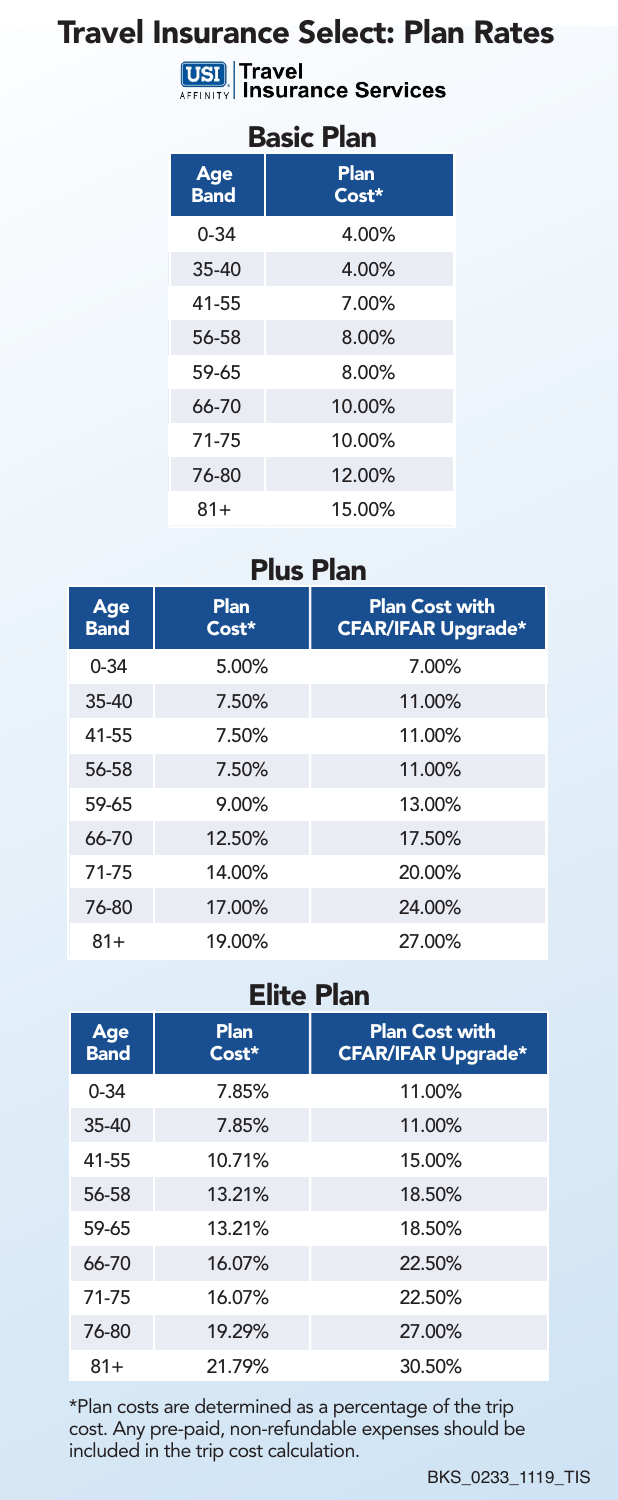# Travel Insurance Select: Plan Rates

USI AFFINITY | Travel Insurance Services

## Basic Plan

| Age Band | Plan Cost* |
|---|---|
| 0-34 | 4.00% |
| 35-40 | 4.00% |
| 41-55 | 7.00% |
| 56-58 | 8.00% |
| 59-65 | 8.00% |
| 66-70 | 10.00% |
| 71-75 | 10.00% |
| 76-80 | 12.00% |
| 81+ | 15.00% |

## Plus Plan

| Age Band | Plan Cost* | Plan Cost with CFAR/IFAR Upgrade* |
|---|---|---|
| 0-34 | 5.00% | 7.00% |
| 35-40 | 7.50% | 11.00% |
| 41-55 | 7.50% | 11.00% |
| 56-58 | 7.50% | 11.00% |
| 59-65 | 9.00% | 13.00% |
| 66-70 | 12.50% | 17.50% |
| 71-75 | 14.00% | 20.00% |
| 76-80 | 17.00% | 24.00% |
| 81+ | 19.00% | 27.00% |

## Elite Plan

| Age Band | Plan Cost* | Plan Cost with CFAR/IFAR Upgrade* |
|---|---|---|
| 0-34 | 7.85% | 11.00% |
| 35-40 | 7.85% | 11.00% |
| 41-55 | 10.71% | 15.00% |
| 56-58 | 13.21% | 18.50% |
| 59-65 | 13.21% | 18.50% |
| 66-70 | 16.07% | 22.50% |
| 71-75 | 16.07% | 22.50% |
| 76-80 | 19.29% | 27.00% |
| 81+ | 21.79% | 30.50% |

*Plan costs are determined as a percentage of the trip cost. Any pre-paid, non-refundable expenses should be included in the trip cost calculation.

BKS_0233_1119_TIS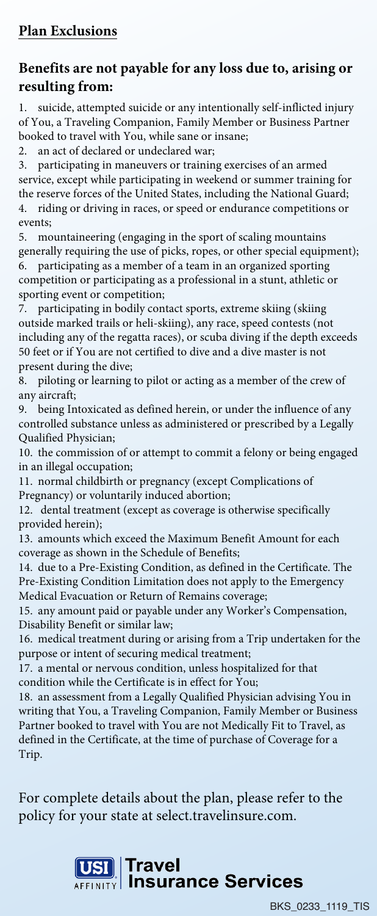## Plan Exclusions

### Benefits are not payable for any loss due to, arising or resulting from:

1. suicide, attempted suicide or any intentionally self-inflicted injury of You, a Traveling Companion, Family Member or Business Partner booked to travel with You, while sane or insane;
2. an act of declared or undeclared war;
3. participating in maneuvers or training exercises of an armed service, except while participating in weekend or summer training for the reserve forces of the United States, including the National Guard;
4. riding or driving in races, or speed or endurance competitions or events;
5. mountaineering (engaging in the sport of scaling mountains generally requiring the use of picks, ropes, or other special equipment);
6. participating as a member of a team in an organized sporting competition or participating as a professional in a stunt, athletic or sporting event or competition;
7. participating in bodily contact sports, extreme skiing (skiing outside marked trails or heli-skiing), any race, speed contests (not including any of the regatta races), or scuba diving if the depth exceeds 50 feet or if You are not certified to dive and a dive master is not present during the dive;
8. piloting or learning to pilot or acting as a member of the crew of any aircraft;
9. being Intoxicated as defined herein, or under the influence of any controlled substance unless as administered or prescribed by a Legally Qualified Physician;
10. the commission of or attempt to commit a felony or being engaged in an illegal occupation;
11. normal childbirth or pregnancy (except Complications of Pregnancy) or voluntarily induced abortion;
12. dental treatment (except as coverage is otherwise specifically provided herein);
13. amounts which exceed the Maximum Benefit Amount for each coverage as shown in the Schedule of Benefits;
14. due to a Pre-Existing Condition, as defined in the Certificate. The Pre-Existing Condition Limitation does not apply to the Emergency Medical Evacuation or Return of Remains coverage;
15. any amount paid or payable under any Worker's Compensation, Disability Benefit or similar law;
16. medical treatment during or arising from a Trip undertaken for the purpose or intent of securing medical treatment;
17. a mental or nervous condition, unless hospitalized for that condition while the Certificate is in effect for You;
18. an assessment from a Legally Qualified Physician advising You in writing that You, a Traveling Companion, Family Member or Business Partner booked to travel with You are not Medically Fit to Travel, as defined in the Certificate, at the time of purchase of Coverage for a Trip.

For complete details about the plan, please refer to the policy for your state at select.travelinsure.com.

USI AFFINITY | Travel Insurance Services

BKS_0233_1119_TIS